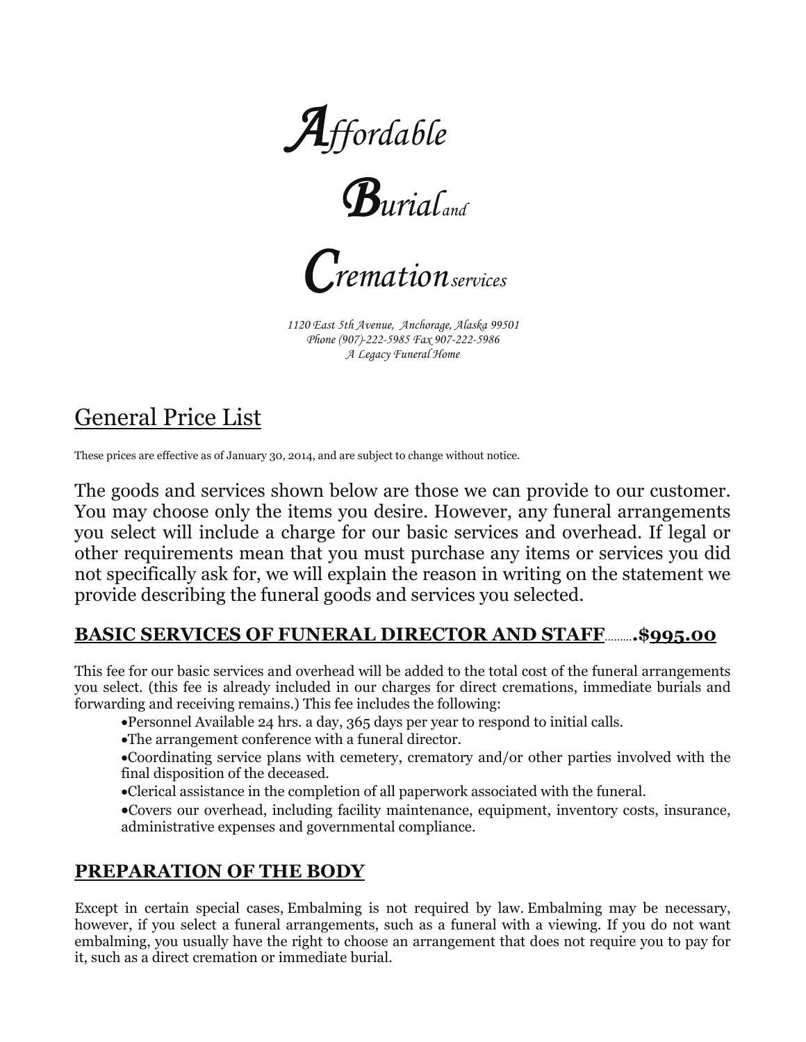# *Affordable Burial and Cremation services*

*1120 East 5th Avenue, Anchorage, Alaska 99501*
*Phone (907)-222-5985 Fax 907-222-5986*
*A Legacy Funeral Home*

## General Price List

These prices are effective as of January 30, 2014, and are subject to change without notice.

The goods and services shown below are those we can provide to our customer. You may choose only the items you desire. However, any funeral arrangements you select will include a charge for our basic services and overhead. If legal or other requirements mean that you must purchase any items or services you did not specifically ask for, we will explain the reason in writing on the statement we provide describing the funeral goods and services you selected.

### BASIC SERVICES OF FUNERAL DIRECTOR AND STAFF.........$995.00

This fee for our basic services and overhead will be added to the total cost of the funeral arrangements you select. (this fee is already included in our charges for direct cremations, immediate burials and forwarding and receiving remains.) This fee includes the following:

- Personnel Available 24 hrs. a day, 365 days per year to respond to initial calls.
- The arrangement conference with a funeral director.
- Coordinating service plans with cemetery, crematory and/or other parties involved with the final disposition of the deceased.
- Clerical assistance in the completion of all paperwork associated with the funeral.
- Covers our overhead, including facility maintenance, equipment, inventory costs, insurance, administrative expenses and governmental compliance.

### PREPARATION OF THE BODY

Except in certain special cases, Embalming is not required by law. Embalming may be necessary, however, if you select a funeral arrangements, such as a funeral with a viewing. If you do not want embalming, you usually have the right to choose an arrangement that does not require you to pay for it, such as a direct cremation or immediate burial.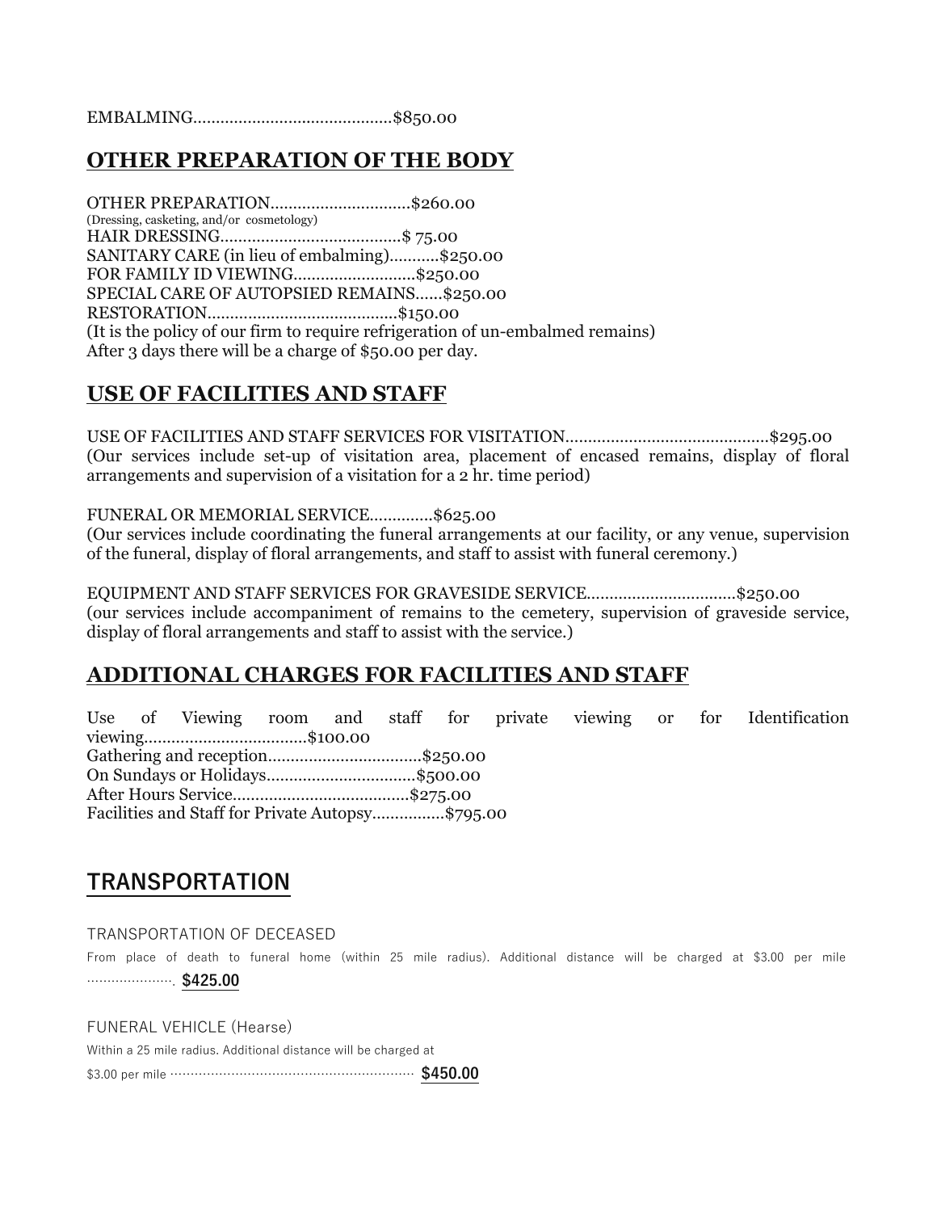EMBALMING...........................................$850.00

## OTHER PREPARATION OF THE BODY

OTHER PREPARATION...............................$260.00
(Dressing, casketing, and/or cosmetology)
HAIR DRESSING........................................$ 75.00
SANITARY CARE (in lieu of embalming)...........$250.00
FOR FAMILY ID VIEWING...........................$250.00
SPECIAL CARE OF AUTOPSIED REMAINS......$250.00
RESTORATION..........................................$150.00
(It is the policy of our firm to require refrigeration of un-embalmed remains)
After 3 days there will be a charge of $50.00 per day.

## USE OF FACILITIES AND STAFF

USE OF FACILITIES AND STAFF SERVICES FOR VISITATION............................................$295.00
(Our services include set-up of visitation area, placement of encased remains, display of floral arrangements and supervision of a visitation for a 2 hr. time period)

FUNERAL OR MEMORIAL SERVICE..............$625.00
(Our services include coordinating the funeral arrangements at our facility, or any venue, supervision of the funeral, display of floral arrangements, and staff to assist with funeral ceremony.)

EQUIPMENT AND STAFF SERVICES FOR GRAVESIDE SERVICE................................$250.00
(our services include accompaniment of remains to the cemetery, supervision of graveside service, display of floral arrangements and staff to assist with the service.)

## ADDITIONAL CHARGES FOR FACILITIES AND STAFF

Use of Viewing room and staff for private viewing or for Identification viewing...................................$100.00
Gathering and reception.................................$250.00
On Sundays or Holidays................................$500.00
After Hours Service......................................$275.00
Facilities and Staff for Private Autopsy................$795.00

## TRANSPORTATION

TRANSPORTATION OF DECEASED

From place of death to funeral home (within 25 mile radius). Additional distance will be charged at $3.00 per mile ...................... **$425.00**

FUNERAL VEHICLE (Hearse)

Within a 25 mile radius. Additional distance will be charged at
$3.00 per mile ............................................................ **$450.00**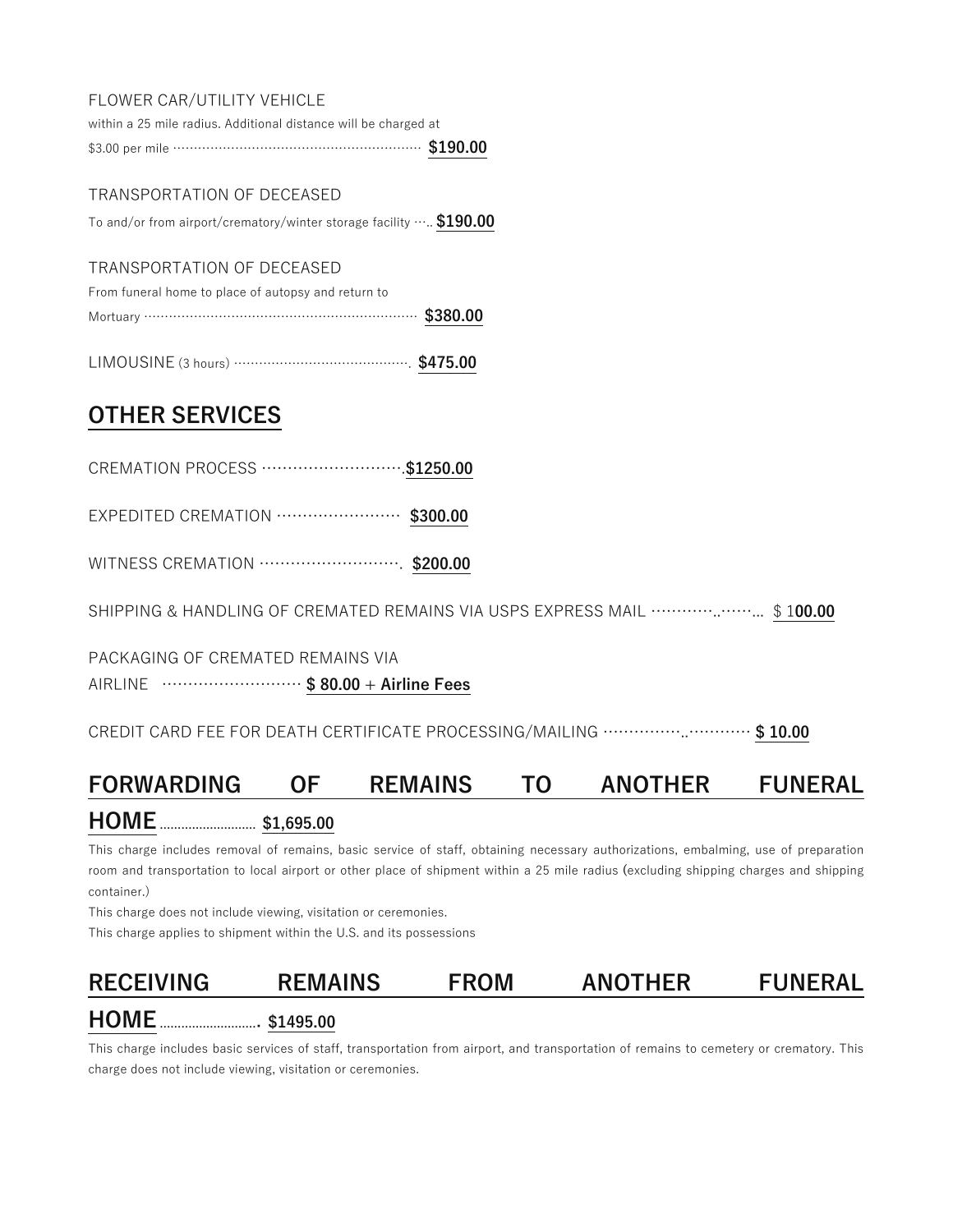FLOWER CAR/UTILITY VEHICLE
within a 25 mile radius. Additional distance will be charged at
$3.00 per mile ………………………………………………… **$190.00**

TRANSPORTATION OF DECEASED
To and/or from airport/crematory/winter storage facility …. **$190.00**

TRANSPORTATION OF DECEASED
From funeral home to place of autopsy and return to
Mortuary ………………………………………………………… **$380.00**

LIMOUSINE (3 hours) ……………………………………. **$475.00**

## OTHER SERVICES

CREMATION PROCESS ……………………….**$1250.00**

EXPEDITED CREMATION …………………… **$300.00**

WITNESS CREMATION ……………………….. **$200.00**

SHIPPING & HANDLING OF CREMATED REMAINS VIA USPS EXPRESS MAIL ………..…… $ 1**00.00**

PACKAGING OF CREMATED REMAINS VIA
AIRLINE ……………………… **$ 80.00 + Airline Fees**

CREDIT CARD FEE FOR DEATH CERTIFICATE PROCESSING/MAILING …………..………. **$ 10.00**

## FORWARDING OF REMAINS TO ANOTHER FUNERAL HOME ……………………… **$1,695.00**

This charge includes removal of remains, basic service of staff, obtaining necessary authorizations, embalming, use of preparation room and transportation to local airport or other place of shipment within a 25 mile radius (excluding shipping charges and shipping container.)
This charge does not include viewing, visitation or ceremonies.
This charge applies to shipment within the U.S. and its possessions

## RECEIVING REMAINS FROM ANOTHER FUNERAL HOME………………………. **$1495.00**

This charge includes basic services of staff, transportation from airport, and transportation of remains to cemetery or crematory. This charge does not include viewing, visitation or ceremonies.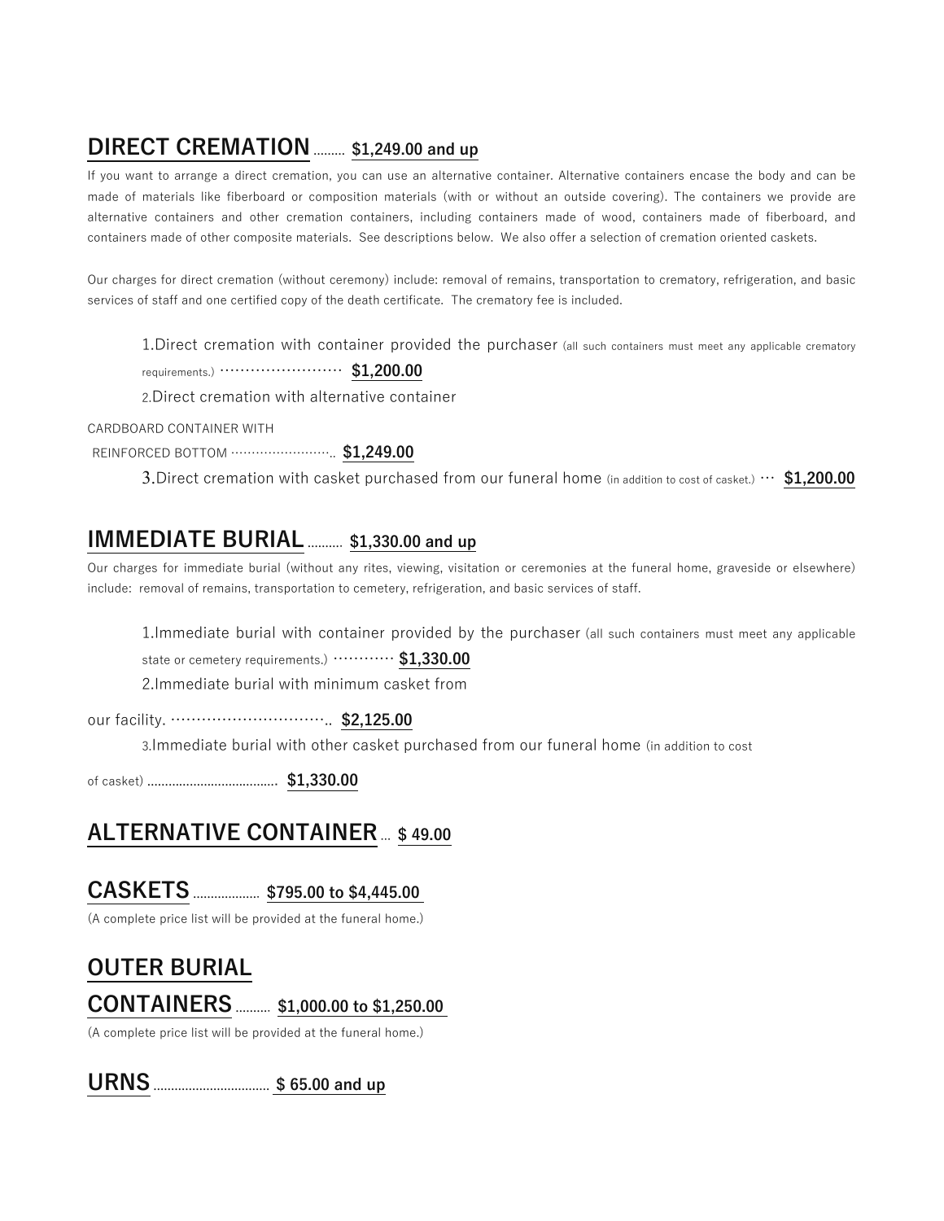## DIRECT CREMATION ......... $1,249.00 and up

If you want to arrange a direct cremation, you can use an alternative container. Alternative containers encase the body and can be made of materials like fiberboard or composition materials (with or without an outside covering). The containers we provide are alternative containers and other cremation containers, including containers made of wood, containers made of fiberboard, and containers made of other composite materials. See descriptions below. We also offer a selection of cremation oriented caskets.

Our charges for direct cremation (without ceremony) include: removal of remains, transportation to crematory, refrigeration, and basic services of staff and one certified copy of the death certificate. The crematory fee is included.

1. Direct cremation with container provided the purchaser (all such containers must meet any applicable crematory requirements.) ························ **$1,200.00**
2. Direct cremation with alternative container

CARDBOARD CONTAINER WITH REINFORCED BOTTOM ························.. **$1,249.00**

3. Direct cremation with casket purchased from our funeral home (in addition to cost of casket.) ··· **$1,200.00**

## IMMEDIATE BURIAL .......... $1,330.00 and up

Our charges for immediate burial (without any rites, viewing, visitation or ceremonies at the funeral home, graveside or elsewhere) include: removal of remains, transportation to cemetery, refrigeration, and basic services of staff.

1. Immediate burial with container provided by the purchaser (all such containers must meet any applicable state or cemetery requirements.) ············ **$1,330.00**
2. Immediate burial with minimum casket from our facility. ······························.. **$2,125.00**
3. Immediate burial with other casket purchased from our funeral home (in addition to cost of casket) ..................................... **$1,330.00**

## ALTERNATIVE CONTAINER ... $ 49.00

## CASKETS ................... $795.00 to $4,445.00

(A complete price list will be provided at the funeral home.)

## OUTER BURIAL CONTAINERS .......... $1,000.00 to $1,250.00

(A complete price list will be provided at the funeral home.)

## URNS ................................. $ 65.00 and up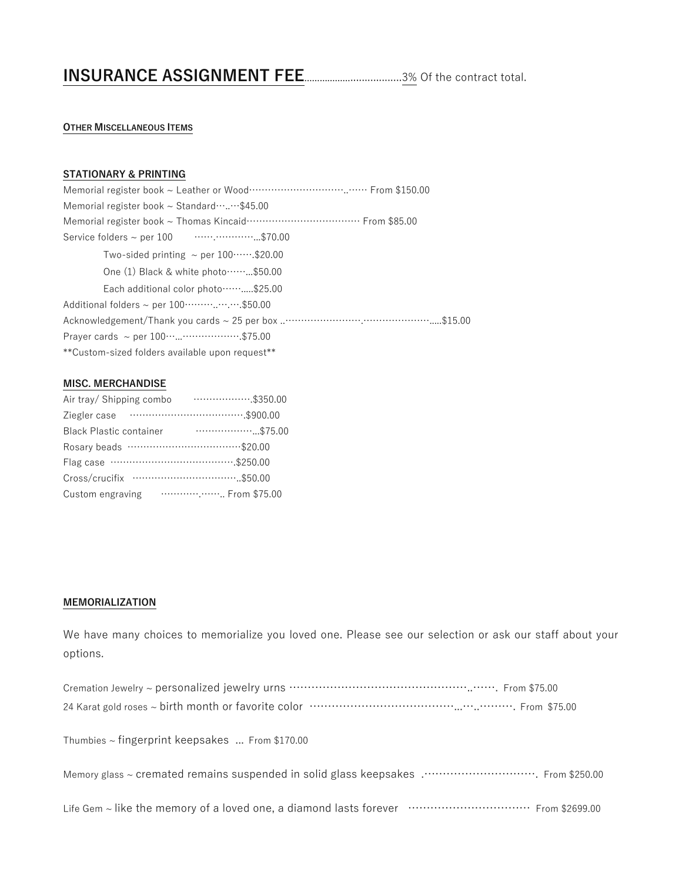## INSURANCE ASSIGNMENT FEE....................................3% Of the contract total.

**OTHER MISCELLANEOUS ITEMS**

**STATIONARY & PRINTING**

Memorial register book ~ Leather or Wood……………………………..…… From $150.00
Memorial register book ~ Standard…..…$45.00
Memorial register book ~ Thomas Kincaid……………………………… From $85.00
Service folders ~ per 100 …….…………...$70.00

- Two-sided printing ~ per 100…….$20.00
- One (1) Black & white photo……...$50.00
- Each additional color photo…….....$25.00

Additional folders ~ per 100………..….….$50.00
Acknowledgement/Thank you cards ~ 25 per box ..…………………….…………………......$15.00
Prayer cards ~ per 100…...……………….$75.00
**Custom-sized folders available upon request**

**MISC. MERCHANDISE**

Air tray/ Shipping combo ……………….$350.00
Ziegler case ……………………………….$900.00
Black Plastic container ………………...$75.00
Rosary beads ………………………………$20.00
Flag case ………………………………….$250.00
Cross/crucifix ……………………………..$50.00
Custom engraving ………….……... From $75.00

**MEMORIALIZATION**

We have many choices to memorialize you loved one. Please see our selection or ask our staff about your options.

Cremation Jewelry ~ personalized jewelry urns ……………………………………………..……. From $75.00
24 Karat gold roses ~ birth month or favorite color …………………………………...…..………. From $75.00

Thumbies ~ fingerprint keepsakes ... From $170.00

Memory glass ~ cremated remains suspended in solid glass keepsakes .…………………………. From $250.00

Life Gem ~ like the memory of a loved one, a diamond lasts forever …………………………… From $2699.00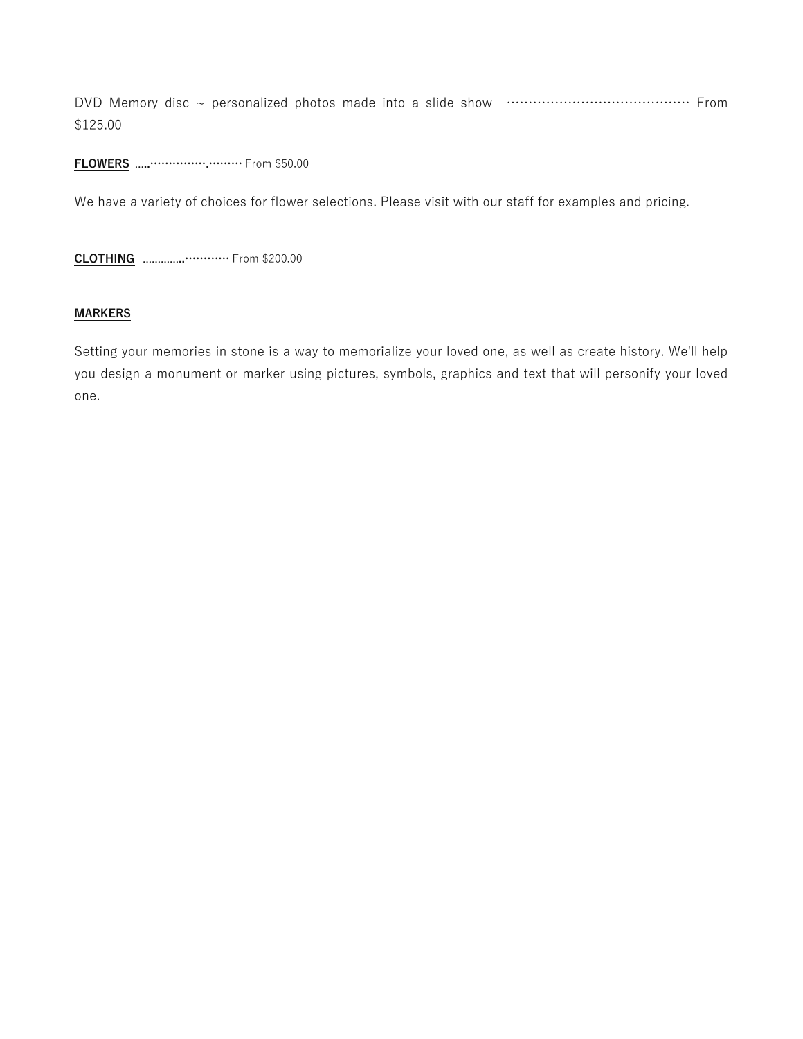DVD Memory disc ~ personalized photos made into a slide show ········································· From $125.00

**FLOWERS** .....···············.········· From $50.00

We have a variety of choices for flower selections. Please visit with our staff for examples and pricing.

**CLOTHING** ..............············ From $200.00

**MARKERS**

Setting your memories in stone is a way to memorialize your loved one, as well as create history. We'll help you design a monument or marker using pictures, symbols, graphics and text that will personify your loved one.